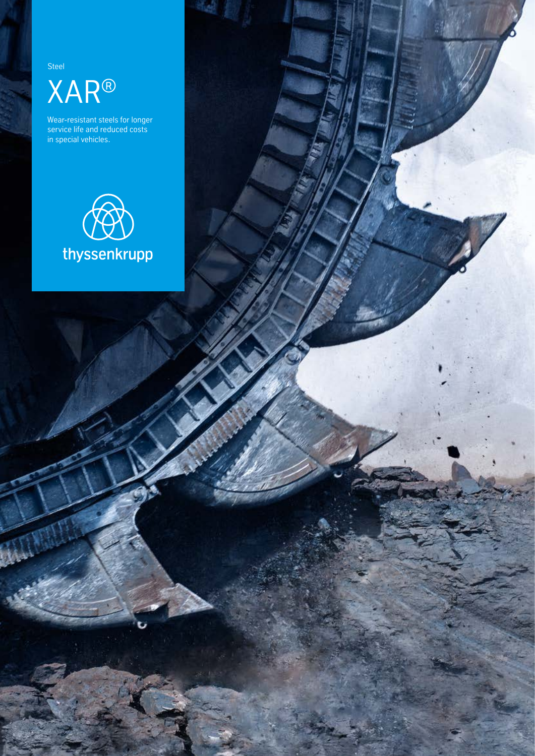Steel

# XAR®

Wear-resistant steels for longer service life and reduced costs in special vehicles.

thyssenkrupp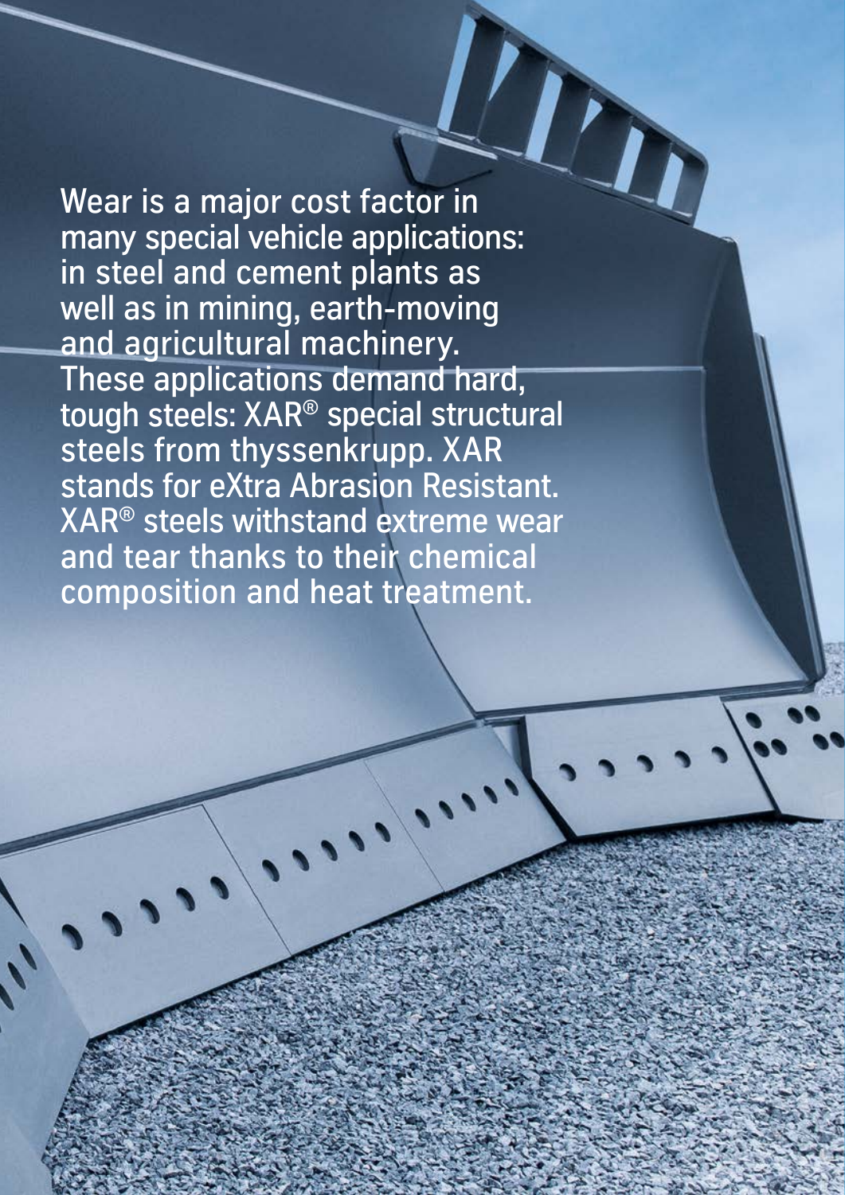Wear is a major cost factor in many special vehicle applications: in steel and cement plants as well as in mining, earth-moving and agricultural machinery. These applications demand hard, tough steels: XAR® special structural steels from thyssenkrupp. XAR stands for eXtra Abrasion Resistant. XAR® steels withstand extreme wear and tear thanks to their chemical composition and heat treatment.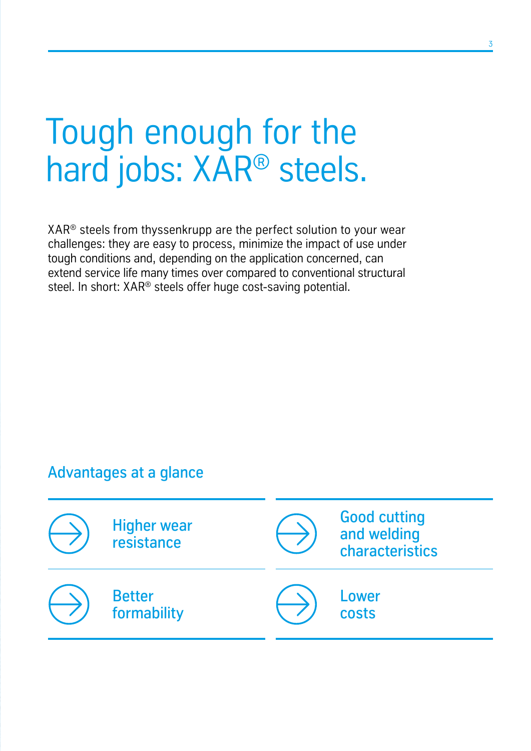# Tough enough for the hard jobs: XAR® steels.

XAR® steels from thyssenkrupp are the perfect solution to your wear challenges: they are easy to process, minimize the impact of use under tough conditions and, depending on the application concerned, can extend service life many times over compared to conventional structural steel. In short: XAR® steels offer huge cost-saving potential.

## Advantages at a glance

- Higher wear resistance
- Good cutting and welding characteristics
- Better formability
- Lower costs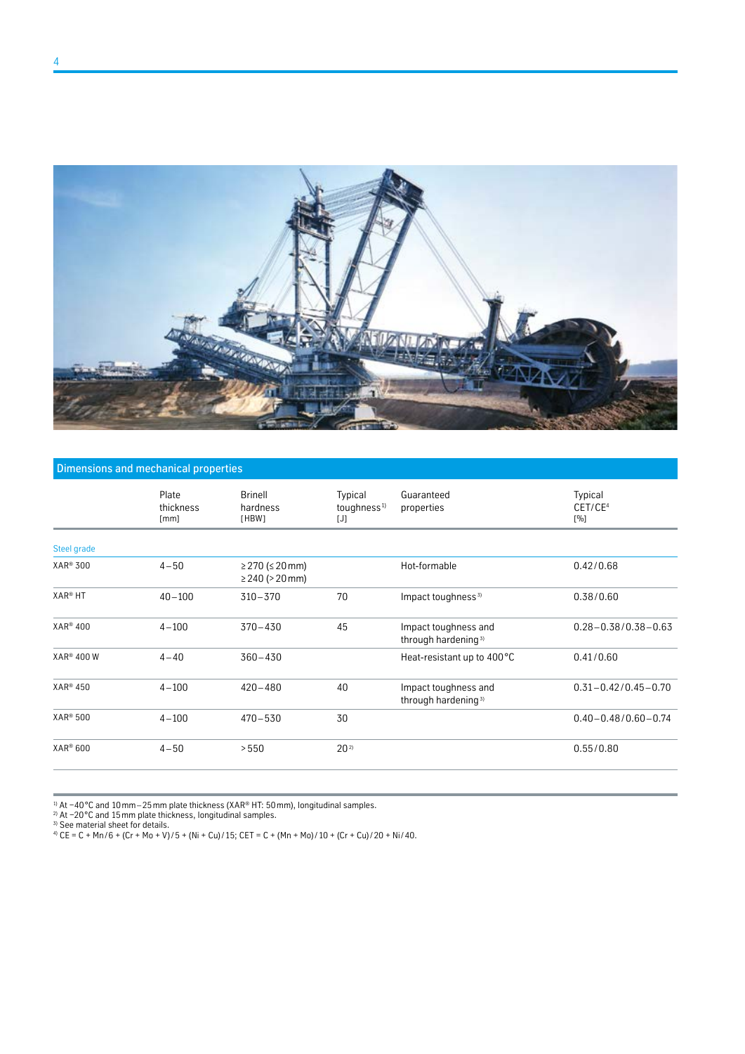## Dimensions and mechanical properties

| | Plate thickness [mm] | Brinell hardness [HBW] | Typical toughness[1] [J] | Guaranteed properties | Typical CET/CE[4] [%] |
|---|---|---|---|---|---|
| Steel grade | | | | | |
| XAR® 300 | 4–50 | ≥ 270 (≤ 20 mm)<br>≥ 240 (> 20 mm) | | Hot-formable | 0.42 / 0.68 |
| XAR® HT | 40–100 | 310–370 | 70 | Impact toughness[3] | 0.38 / 0.60 |
| XAR® 400 | 4–100 | 370–430 | 45 | Impact toughness and through hardening[3] | 0.28–0.38 / 0.38–0.63 |
| XAR® 400 W | 4–40 | 360–430 | | Heat-resistant up to 400 °C | 0.41 / 0.60 |
| XAR® 450 | 4–100 | 420–480 | 40 | Impact toughness and through hardening[3] | 0.31–0.42 / 0.45–0.70 |
| XAR® 500 | 4–100 | 470–530 | 30 | | 0.40–0.48 / 0.60–0.74 |
| XAR® 600 | 4–50 | > 550 | 20[2] | | 0.55 / 0.80 |

[1] At −40 °C and 10 mm–25 mm plate thickness (XAR® HT: 50 mm), longitudinal samples.
[2] At −20 °C and 15 mm plate thickness, longitudinal samples.
[3] See material sheet for details.
[4] CE = C + Mn / 6 + (Cr + Mo + V) / 5 + (Ni + Cu) / 15; CET = C + (Mn + Mo) / 10 + (Cr + Cu) / 20 + Ni / 40.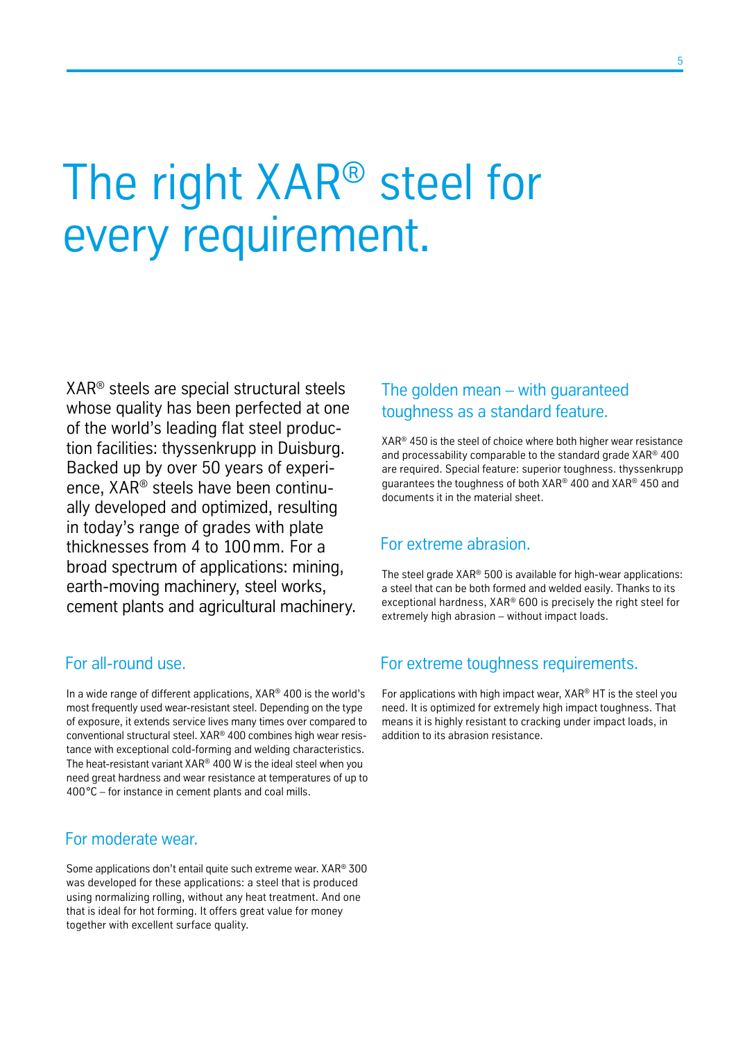# The right XAR® steel for every requirement.

XAR® steels are special structural steels whose quality has been perfected at one of the world's leading flat steel production facilities: thyssenkrupp in Duisburg. Backed up by over 50 years of experience, XAR® steels have been continually developed and optimized, resulting in today's range of grades with plate thicknesses from 4 to 100 mm. For a broad spectrum of applications: mining, earth-moving machinery, steel works, cement plants and agricultural machinery.

## For all-round use.

In a wide range of different applications, XAR® 400 is the world's most frequently used wear-resistant steel. Depending on the type of exposure, it extends service lives many times over compared to conventional structural steel. XAR® 400 combines high wear resistance with exceptional cold-forming and welding characteristics. The heat-resistant variant XAR® 400 W is the ideal steel when you need great hardness and wear resistance at temperatures of up to 400 °C – for instance in cement plants and coal mills.

## For moderate wear.

Some applications don't entail quite such extreme wear. XAR® 300 was developed for these applications: a steel that is produced using normalizing rolling, without any heat treatment. And one that is ideal for hot forming. It offers great value for money together with excellent surface quality.

## The golden mean – with guaranteed toughness as a standard feature.

XAR® 450 is the steel of choice where both higher wear resistance and processability comparable to the standard grade XAR® 400 are required. Special feature: superior toughness. thyssenkrupp guarantees the toughness of both XAR® 400 and XAR® 450 and documents it in the material sheet.

## For extreme abrasion.

The steel grade XAR® 500 is available for high-wear applications: a steel that can be both formed and welded easily. Thanks to its exceptional hardness, XAR® 600 is precisely the right steel for extremely high abrasion – without impact loads.

## For extreme toughness requirements.

For applications with high impact wear, XAR® HT is the steel you need. It is optimized for extremely high impact toughness. That means it is highly resistant to cracking under impact loads, in addition to its abrasion resistance.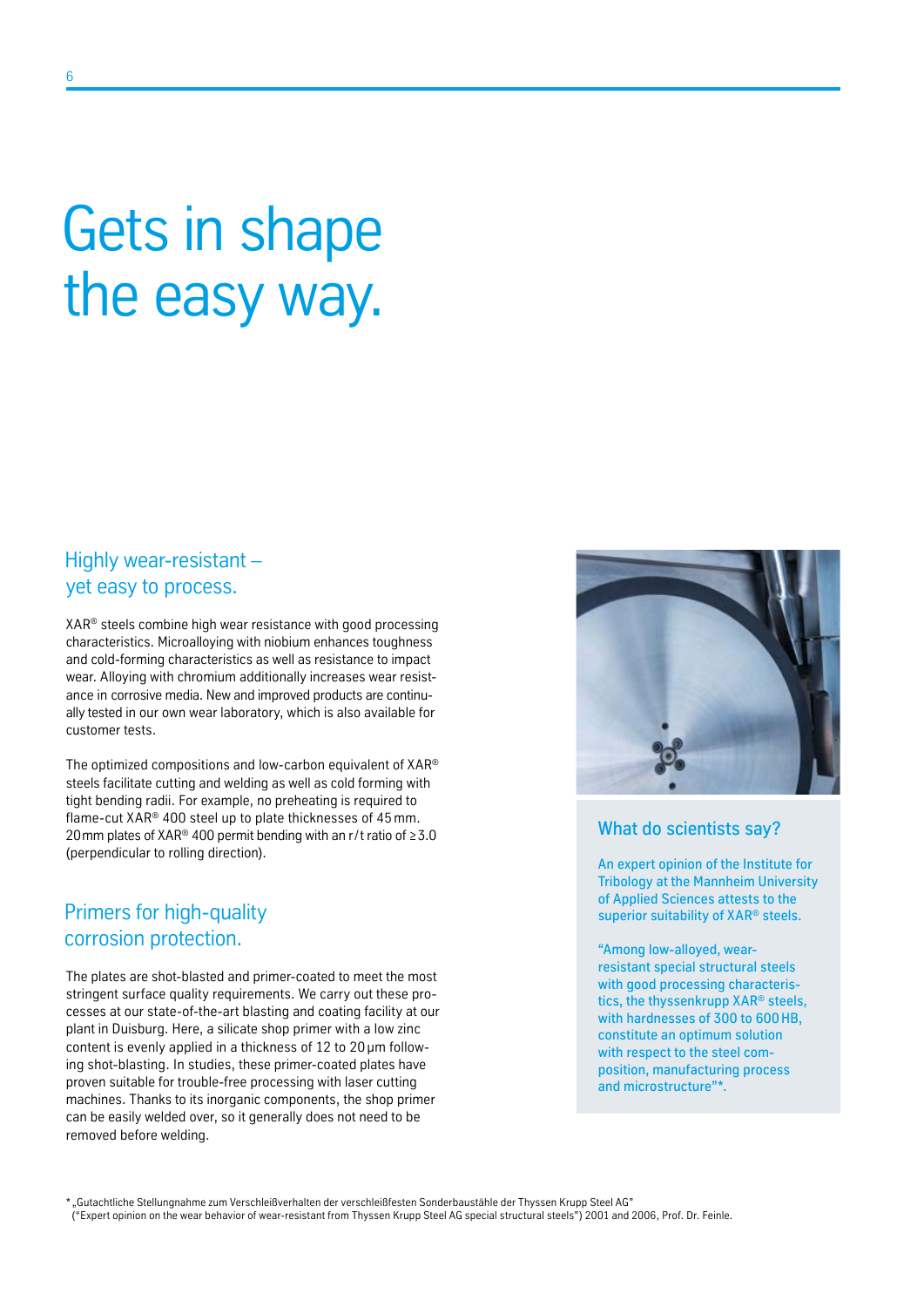# Gets in shape the easy way.

## Highly wear-resistant – yet easy to process.

XAR® steels combine high wear resistance with good processing characteristics. Microalloying with niobium enhances toughness and cold-forming characteristics as well as resistance to impact wear. Alloying with chromium additionally increases wear resistance in corrosive media. New and improved products are continually tested in our own wear laboratory, which is also available for customer tests.

The optimized compositions and low-carbon equivalent of XAR® steels facilitate cutting and welding as well as cold forming with tight bending radii. For example, no preheating is required to flame-cut XAR® 400 steel up to plate thicknesses of 45 mm. 20 mm plates of XAR® 400 permit bending with an r/t ratio of ≥ 3.0 (perpendicular to rolling direction).

## Primers for high-quality corrosion protection.

The plates are shot-blasted and primer-coated to meet the most stringent surface quality requirements. We carry out these processes at our state-of-the-art blasting and coating facility at our plant in Duisburg. Here, a silicate shop primer with a low zinc content is evenly applied in a thickness of 12 to 20 µm following shot-blasting. In studies, these primer-coated plates have proven suitable for trouble-free processing with laser cutting machines. Thanks to its inorganic components, the shop primer can be easily welded over, so it generally does not need to be removed before welding.

### What do scientists say?

An expert opinion of the Institute for Tribology at the Mannheim University of Applied Sciences attests to the superior suitability of XAR® steels.

"Among low-alloyed, wear-resistant special structural steels with good processing characteristics, the thyssenkrupp XAR® steels, with hardnesses of 300 to 600 HB, constitute an optimum solution with respect to the steel composition, manufacturing process and microstructure"*.

* „Gutachtliche Stellungnahme zum Verschleißverhalten der verschleißfesten Sonderbaustähle der Thyssen Krupp Steel AG"
("Expert opinion on the wear behavior of wear-resistant from Thyssen Krupp Steel AG special structural steels") 2001 and 2006, Prof. Dr. Feinle.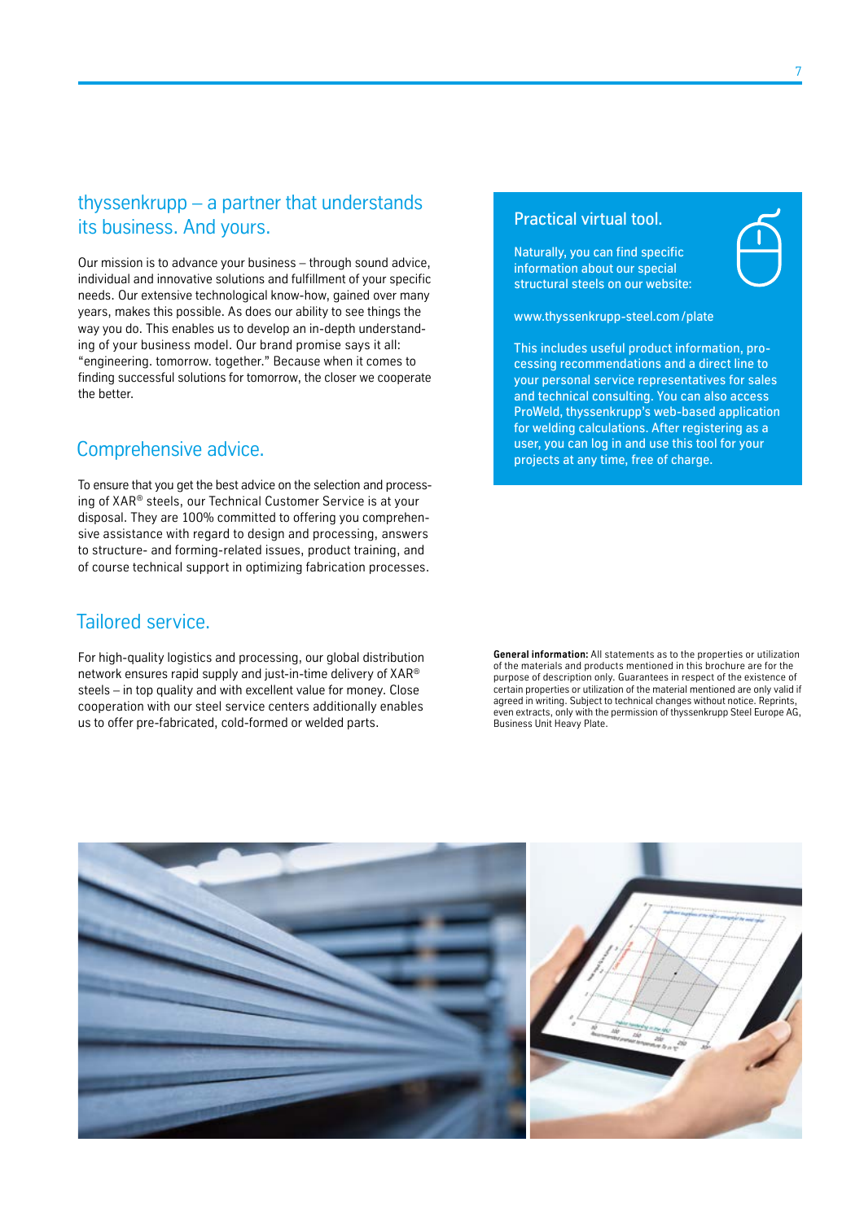## thyssenkrupp – a partner that understands its business. And yours.

Our mission is to advance your business – through sound advice, individual and innovative solutions and fulfillment of your specific needs. Our extensive technological know-how, gained over many years, makes this possible. As does our ability to see things the way you do. This enables us to develop an in-depth understanding of your business model. Our brand promise says it all: "engineering. tomorrow. together." Because when it comes to finding successful solutions for tomorrow, the closer we cooperate the better.

## Comprehensive advice.

To ensure that you get the best advice on the selection and processing of XAR® steels, our Technical Customer Service is at your disposal. They are 100% committed to offering you comprehensive assistance with regard to design and processing, answers to structure- and forming-related issues, product training, and of course technical support in optimizing fabrication processes.

## Tailored service.

For high-quality logistics and processing, our global distribution network ensures rapid supply and just-in-time delivery of XAR® steels – in top quality and with excellent value for money. Close cooperation with our steel service centers additionally enables us to offer pre-fabricated, cold-formed or welded parts.

## Practical virtual tool.

Naturally, you can find specific information about our special structural steels on our website:

www.thyssenkrupp-steel.com/plate

This includes useful product information, processing recommendations and a direct line to your personal service representatives for sales and technical consulting. You can also access ProWeld, thyssenkrupp's web-based application for welding calculations. After registering as a user, you can log in and use this tool for your projects at any time, free of charge.

**General information:** All statements as to the properties or utilization of the materials and products mentioned in this brochure are for the purpose of description only. Guarantees in respect of the existence of certain properties or utilization of the material mentioned are only valid if agreed in writing. Subject to technical changes without notice. Reprints, even extracts, only with the permission of thyssenkrupp Steel Europe AG, Business Unit Heavy Plate.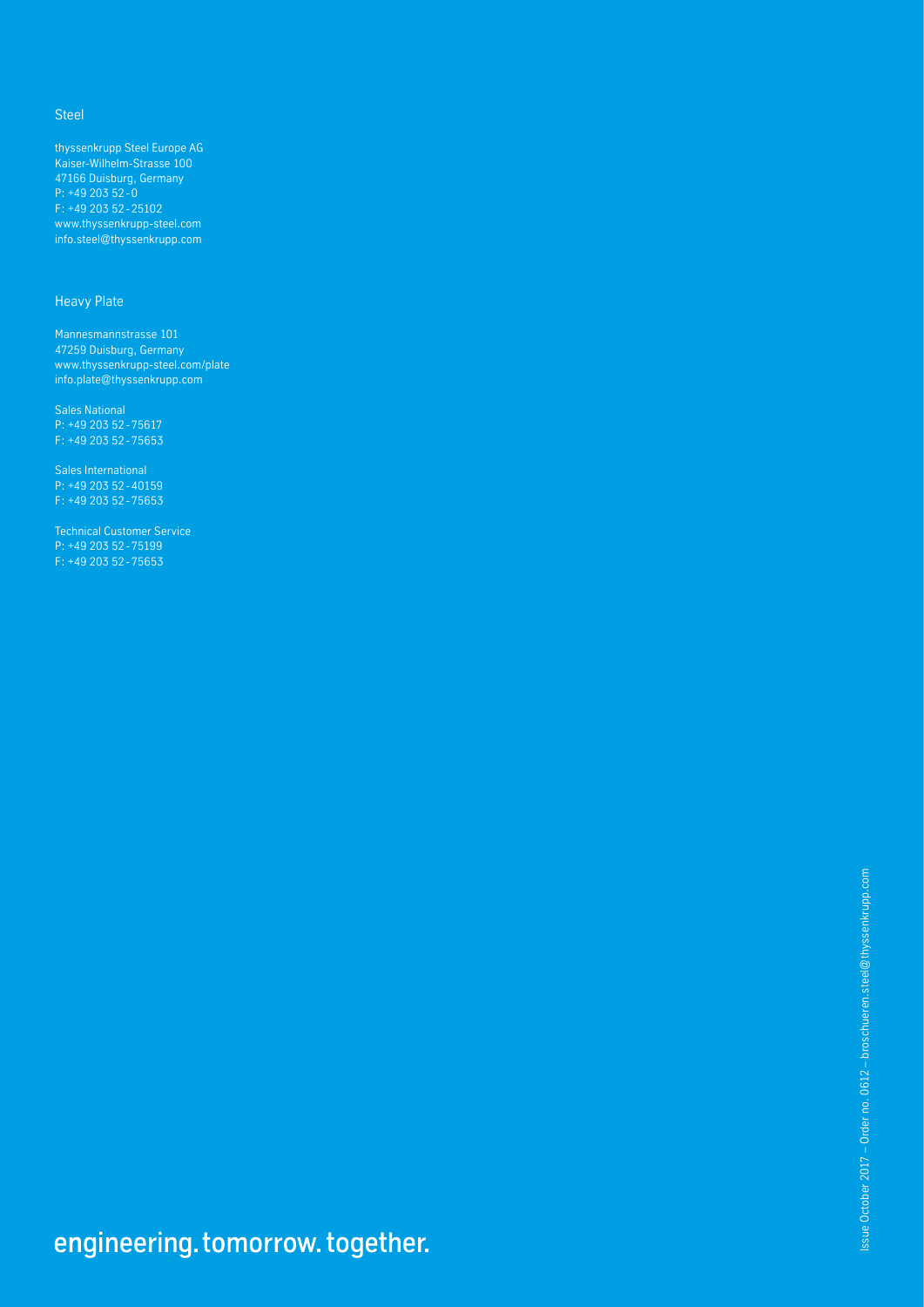## Steel

thyssenkrupp Steel Europe AG
Kaiser-Wilhelm-Strasse 100
47166 Duisburg, Germany
P: +49 203 52 - 0
F: +49 203 52 - 25102
www.thyssenkrupp-steel.com
info.steel@thyssenkrupp.com

## Heavy Plate

Mannesmannstrasse 101
47259 Duisburg, Germany
www.thyssenkrupp-steel.com/plate
info.plate@thyssenkrupp.com

Sales National
P: +49 203 52 - 75617
F: +49 203 52 - 75653

Sales International
P: +49 203 52 - 40159
F: +49 203 52 - 75653

Technical Customer Service
P: +49 203 52 - 75199
F: +49 203 52 - 75653

**engineering. tomorrow. together.**

Issue October 2017 – Order no. 0612 – broschueren.steel@thyssenkrupp.com